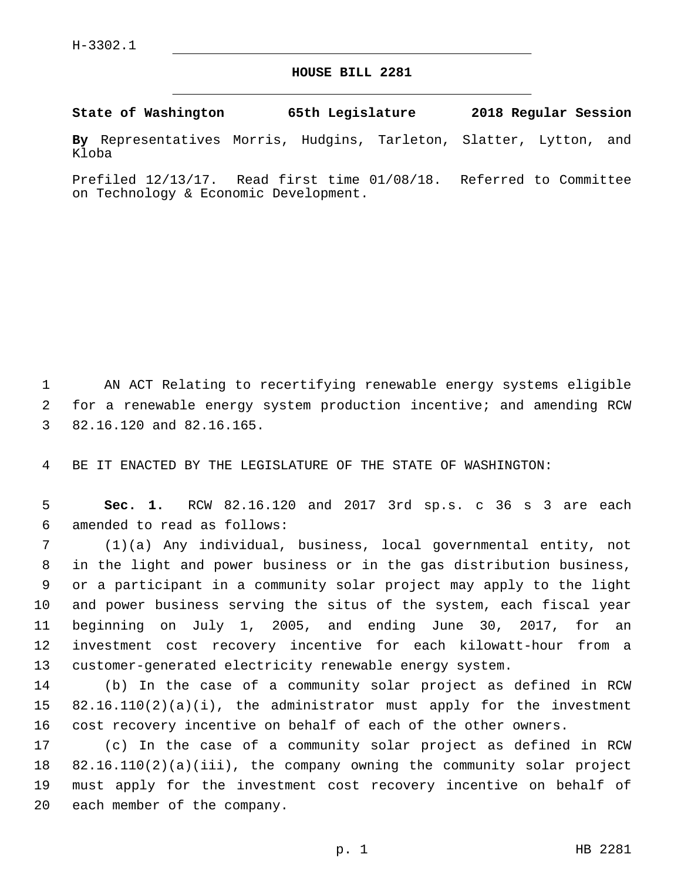H-3302.1

# HOUSE BILL 2281

**State of Washington 65th Legislature 2018 Regular Session**

**By** Representatives Morris, Hudgins, Tarleton, Slatter, Lytton, and Kloba

Prefiled 12/13/17. Read first time 01/08/18. Referred to Committee on Technology & Economic Development.

AN ACT Relating to recertifying renewable energy systems eligible for a renewable energy system production incentive; and amending RCW 82.16.120 and 82.16.165.

BE IT ENACTED BY THE LEGISLATURE OF THE STATE OF WASHINGTON:

**Sec. 1.** RCW 82.16.120 and 2017 3rd sp.s. c 36 s 3 are each amended to read as follows:

(1)(a) Any individual, business, local governmental entity, not in the light and power business or in the gas distribution business, or a participant in a community solar project may apply to the light and power business serving the situs of the system, each fiscal year beginning on July 1, 2005, and ending June 30, 2017, for an investment cost recovery incentive for each kilowatt-hour from a customer-generated electricity renewable energy system.

(b) In the case of a community solar project as defined in RCW 82.16.110(2)(a)(i), the administrator must apply for the investment cost recovery incentive on behalf of each of the other owners.

(c) In the case of a community solar project as defined in RCW 82.16.110(2)(a)(iii), the company owning the community solar project must apply for the investment cost recovery incentive on behalf of each member of the company.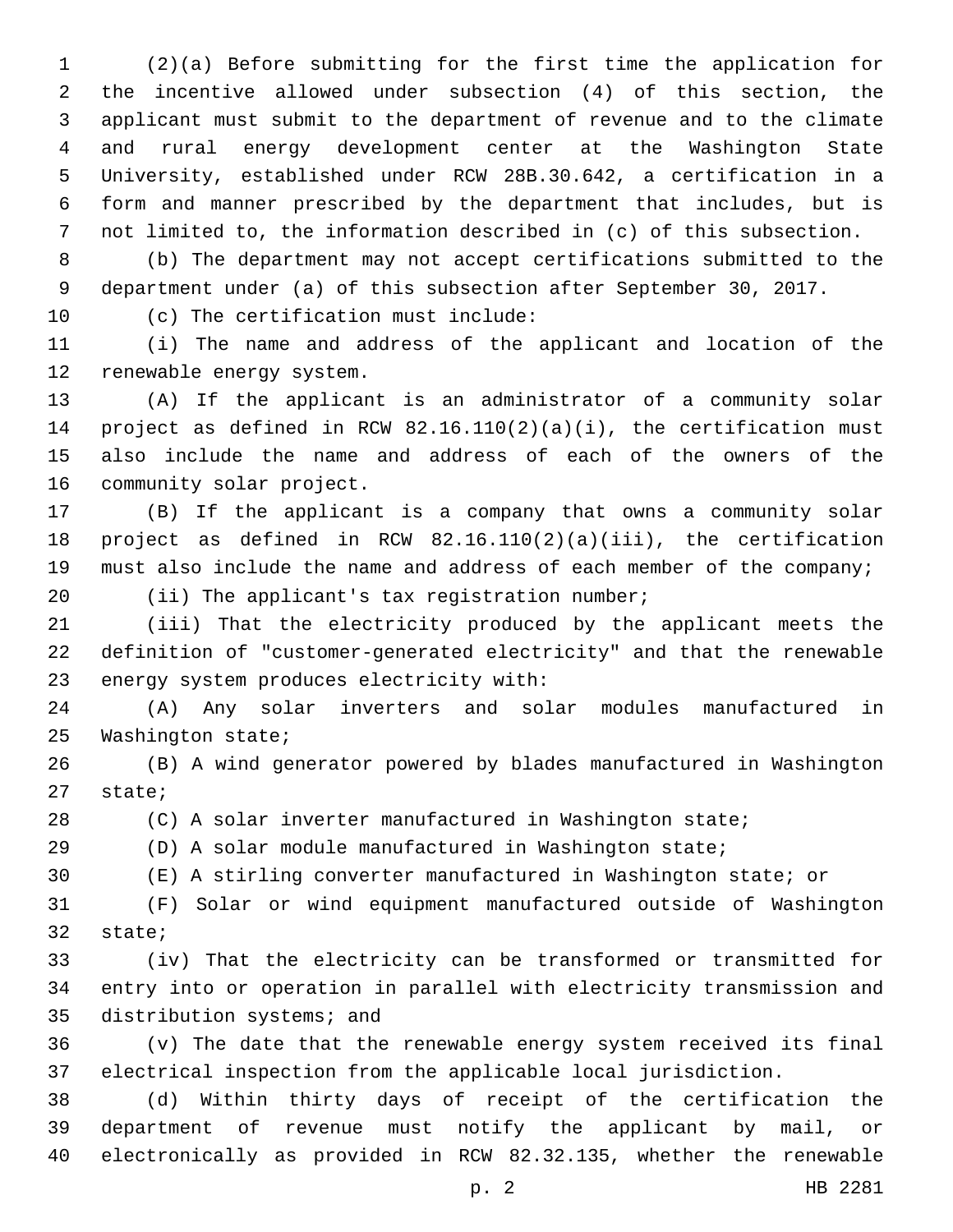(2)(a) Before submitting for the first time the application for the incentive allowed under subsection (4) of this section, the applicant must submit to the department of revenue and to the climate and rural energy development center at the Washington State University, established under RCW 28B.30.642, a certification in a form and manner prescribed by the department that includes, but is not limited to, the information described in (c) of this subsection.

(b) The department may not accept certifications submitted to the department under (a) of this subsection after September 30, 2017.

(c) The certification must include:

(i) The name and address of the applicant and location of the renewable energy system.

(A) If the applicant is an administrator of a community solar project as defined in RCW 82.16.110(2)(a)(i), the certification must also include the name and address of each of the owners of the community solar project.

(B) If the applicant is a company that owns a community solar project as defined in RCW 82.16.110(2)(a)(iii), the certification must also include the name and address of each member of the company;

(ii) The applicant's tax registration number;

(iii) That the electricity produced by the applicant meets the definition of "customer-generated electricity" and that the renewable energy system produces electricity with:

(A) Any solar inverters and solar modules manufactured in Washington state;

(B) A wind generator powered by blades manufactured in Washington state;

(C) A solar inverter manufactured in Washington state;

(D) A solar module manufactured in Washington state;

(E) A stirling converter manufactured in Washington state; or

(F) Solar or wind equipment manufactured outside of Washington state;

(iv) That the electricity can be transformed or transmitted for entry into or operation in parallel with electricity transmission and distribution systems; and

(v) The date that the renewable energy system received its final electrical inspection from the applicable local jurisdiction.

(d) Within thirty days of receipt of the certification the department of revenue must notify the applicant by mail, or electronically as provided in RCW 82.32.135, whether the renewable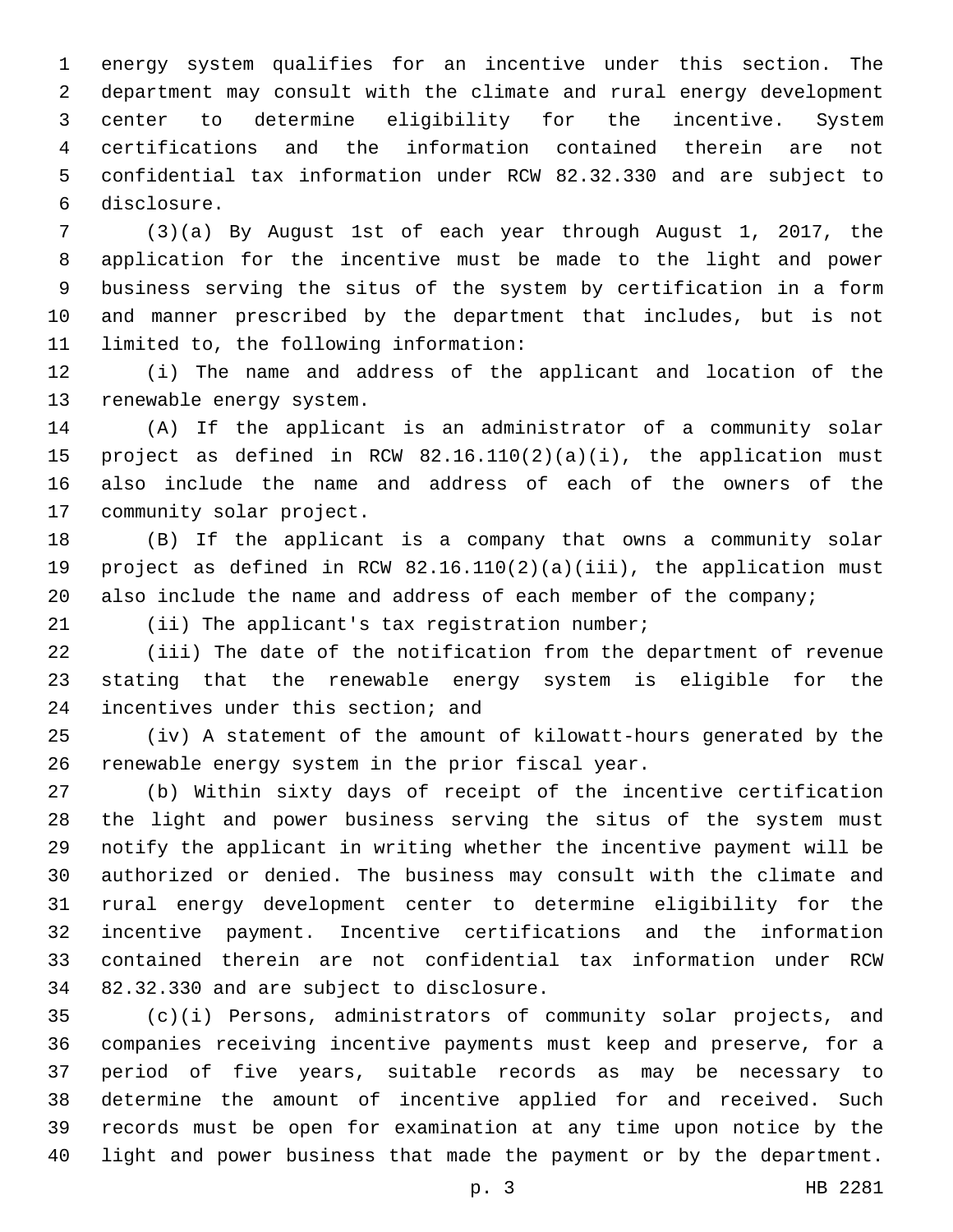energy system qualifies for an incentive under this section. The department may consult with the climate and rural energy development center to determine eligibility for the incentive. System certifications and the information contained therein are not confidential tax information under RCW 82.32.330 and are subject to disclosure.

(3)(a) By August 1st of each year through August 1, 2017, the application for the incentive must be made to the light and power business serving the situs of the system by certification in a form and manner prescribed by the department that includes, but is not limited to, the following information:

(i) The name and address of the applicant and location of the renewable energy system.

(A) If the applicant is an administrator of a community solar project as defined in RCW 82.16.110(2)(a)(i), the application must also include the name and address of each of the owners of the community solar project.

(B) If the applicant is a company that owns a community solar project as defined in RCW 82.16.110(2)(a)(iii), the application must also include the name and address of each member of the company;

(ii) The applicant's tax registration number;

(iii) The date of the notification from the department of revenue stating that the renewable energy system is eligible for the incentives under this section; and

(iv) A statement of the amount of kilowatt-hours generated by the renewable energy system in the prior fiscal year.

(b) Within sixty days of receipt of the incentive certification the light and power business serving the situs of the system must notify the applicant in writing whether the incentive payment will be authorized or denied. The business may consult with the climate and rural energy development center to determine eligibility for the incentive payment. Incentive certifications and the information contained therein are not confidential tax information under RCW 82.32.330 and are subject to disclosure.

(c)(i) Persons, administrators of community solar projects, and companies receiving incentive payments must keep and preserve, for a period of five years, suitable records as may be necessary to determine the amount of incentive applied for and received. Such records must be open for examination at any time upon notice by the light and power business that made the payment or by the department.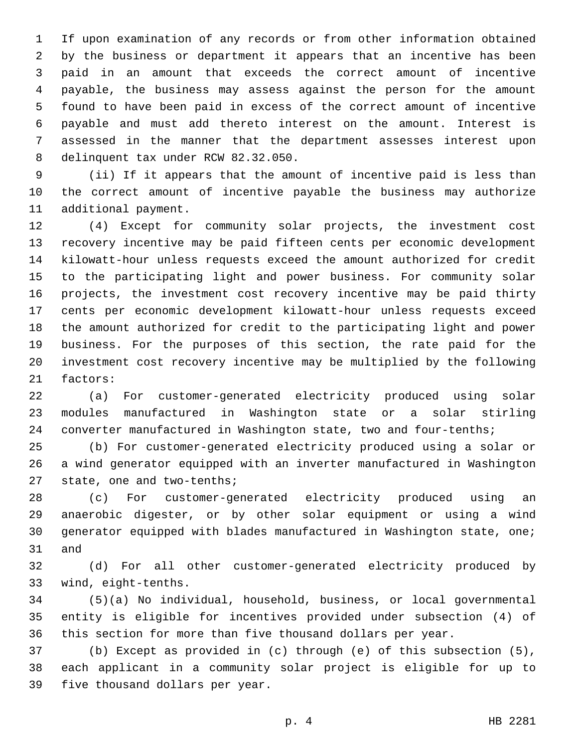If upon examination of any records or from other information obtained by the business or department it appears that an incentive has been paid in an amount that exceeds the correct amount of incentive payable, the business may assess against the person for the amount found to have been paid in excess of the correct amount of incentive payable and must add thereto interest on the amount. Interest is assessed in the manner that the department assesses interest upon delinquent tax under RCW 82.32.050.

(ii) If it appears that the amount of incentive paid is less than the correct amount of incentive payable the business may authorize additional payment.

(4) Except for community solar projects, the investment cost recovery incentive may be paid fifteen cents per economic development kilowatt-hour unless requests exceed the amount authorized for credit to the participating light and power business. For community solar projects, the investment cost recovery incentive may be paid thirty cents per economic development kilowatt-hour unless requests exceed the amount authorized for credit to the participating light and power business. For the purposes of this section, the rate paid for the investment cost recovery incentive may be multiplied by the following factors:

(a) For customer-generated electricity produced using solar modules manufactured in Washington state or a solar stirling converter manufactured in Washington state, two and four-tenths;

(b) For customer-generated electricity produced using a solar or a wind generator equipped with an inverter manufactured in Washington state, one and two-tenths;

(c) For customer-generated electricity produced using an anaerobic digester, or by other solar equipment or using a wind generator equipped with blades manufactured in Washington state, one; and

(d) For all other customer-generated electricity produced by wind, eight-tenths.

(5)(a) No individual, household, business, or local governmental entity is eligible for incentives provided under subsection (4) of this section for more than five thousand dollars per year.

(b) Except as provided in (c) through (e) of this subsection (5), each applicant in a community solar project is eligible for up to five thousand dollars per year.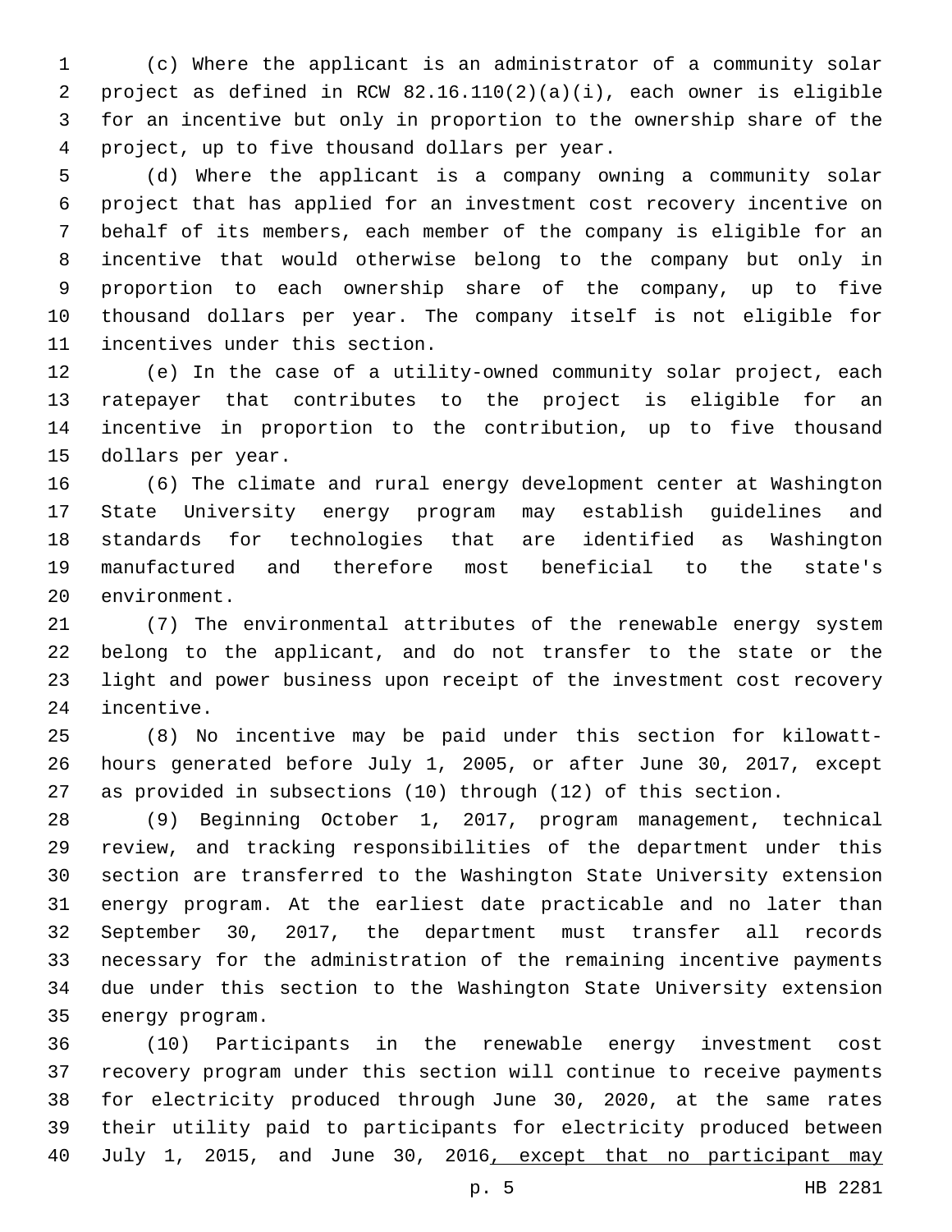(c) Where the applicant is an administrator of a community solar project as defined in RCW 82.16.110(2)(a)(i), each owner is eligible for an incentive but only in proportion to the ownership share of the project, up to five thousand dollars per year.

(d) Where the applicant is a company owning a community solar project that has applied for an investment cost recovery incentive on behalf of its members, each member of the company is eligible for an incentive that would otherwise belong to the company but only in proportion to each ownership share of the company, up to five thousand dollars per year. The company itself is not eligible for incentives under this section.

(e) In the case of a utility-owned community solar project, each ratepayer that contributes to the project is eligible for an incentive in proportion to the contribution, up to five thousand dollars per year.

(6) The climate and rural energy development center at Washington State University energy program may establish guidelines and standards for technologies that are identified as Washington manufactured and therefore most beneficial to the state's environment.

(7) The environmental attributes of the renewable energy system belong to the applicant, and do not transfer to the state or the light and power business upon receipt of the investment cost recovery incentive.

(8) No incentive may be paid under this section for kilowatt-hours generated before July 1, 2005, or after June 30, 2017, except as provided in subsections (10) through (12) of this section.

(9) Beginning October 1, 2017, program management, technical review, and tracking responsibilities of the department under this section are transferred to the Washington State University extension energy program. At the earliest date practicable and no later than September 30, 2017, the department must transfer all records necessary for the administration of the remaining incentive payments due under this section to the Washington State University extension energy program.

(10) Participants in the renewable energy investment cost recovery program under this section will continue to receive payments for electricity produced through June 30, 2020, at the same rates their utility paid to participants for electricity produced between July 1, 2015, and June 30, 2016<u>, except that no participant may</u>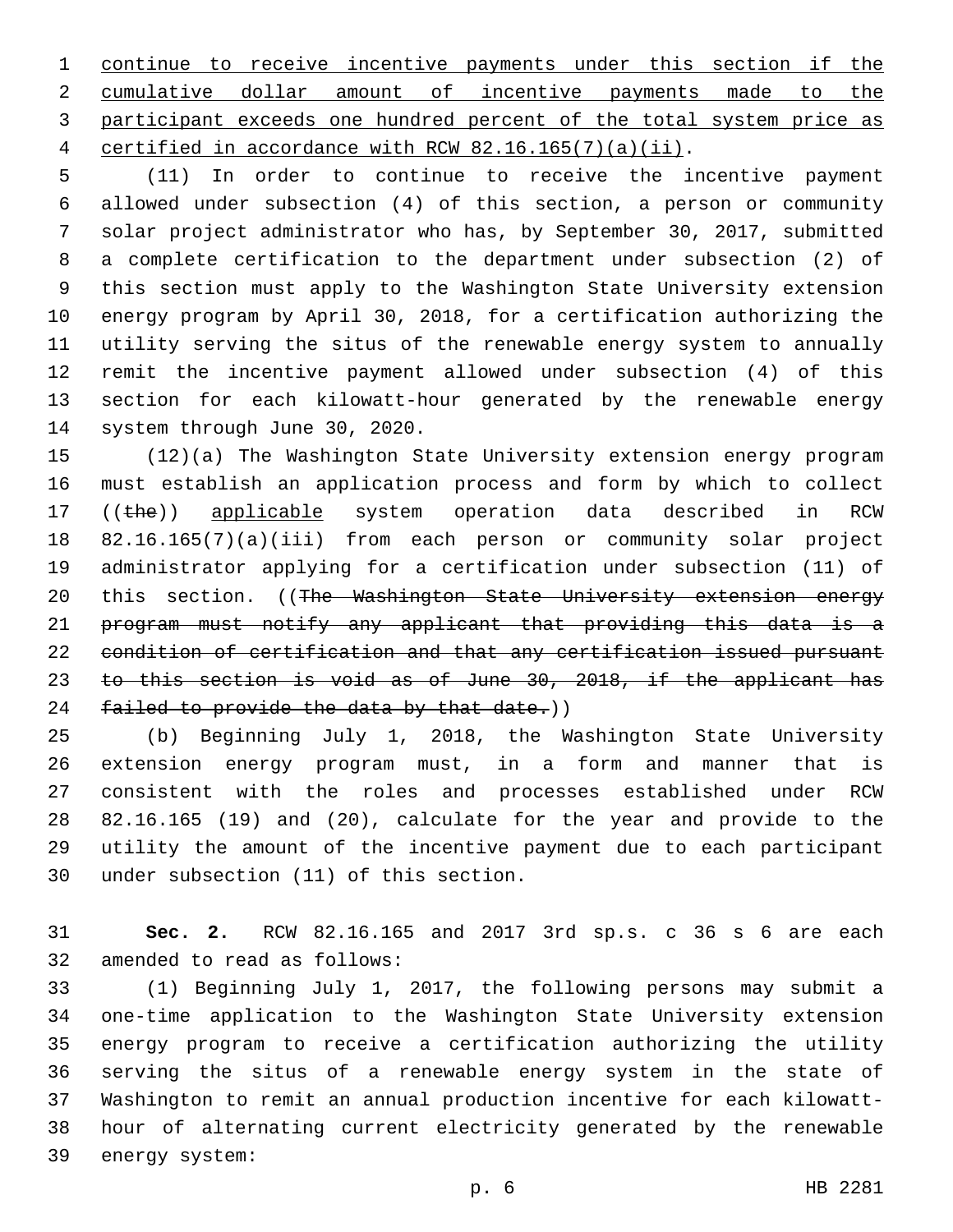continue to receive incentive payments under this section if the cumulative dollar amount of incentive payments made to the participant exceeds one hundred percent of the total system price as certified in accordance with RCW 82.16.165(7)(a)(ii).

(11) In order to continue to receive the incentive payment allowed under subsection (4) of this section, a person or community solar project administrator who has, by September 30, 2017, submitted a complete certification to the department under subsection (2) of this section must apply to the Washington State University extension energy program by April 30, 2018, for a certification authorizing the utility serving the situs of the renewable energy system to annually remit the incentive payment allowed under subsection (4) of this section for each kilowatt-hour generated by the renewable energy system through June 30, 2020.

(12)(a) The Washington State University extension energy program must establish an application process and form by which to collect ((~~the~~)) applicable system operation data described in RCW 82.16.165(7)(a)(iii) from each person or community solar project administrator applying for a certification under subsection (11) of this section. ((~~The Washington State University extension energy program must notify any applicant that providing this data is a condition of certification and that any certification issued pursuant to this section is void as of June 30, 2018, if the applicant has failed to provide the data by that date.~~))

(b) Beginning July 1, 2018, the Washington State University extension energy program must, in a form and manner that is consistent with the roles and processes established under RCW 82.16.165 (19) and (20), calculate for the year and provide to the utility the amount of the incentive payment due to each participant under subsection (11) of this section.

**Sec. 2.** RCW 82.16.165 and 2017 3rd sp.s. c 36 s 6 are each amended to read as follows:

(1) Beginning July 1, 2017, the following persons may submit a one-time application to the Washington State University extension energy program to receive a certification authorizing the utility serving the situs of a renewable energy system in the state of Washington to remit an annual production incentive for each kilowatt-hour of alternating current electricity generated by the renewable energy system: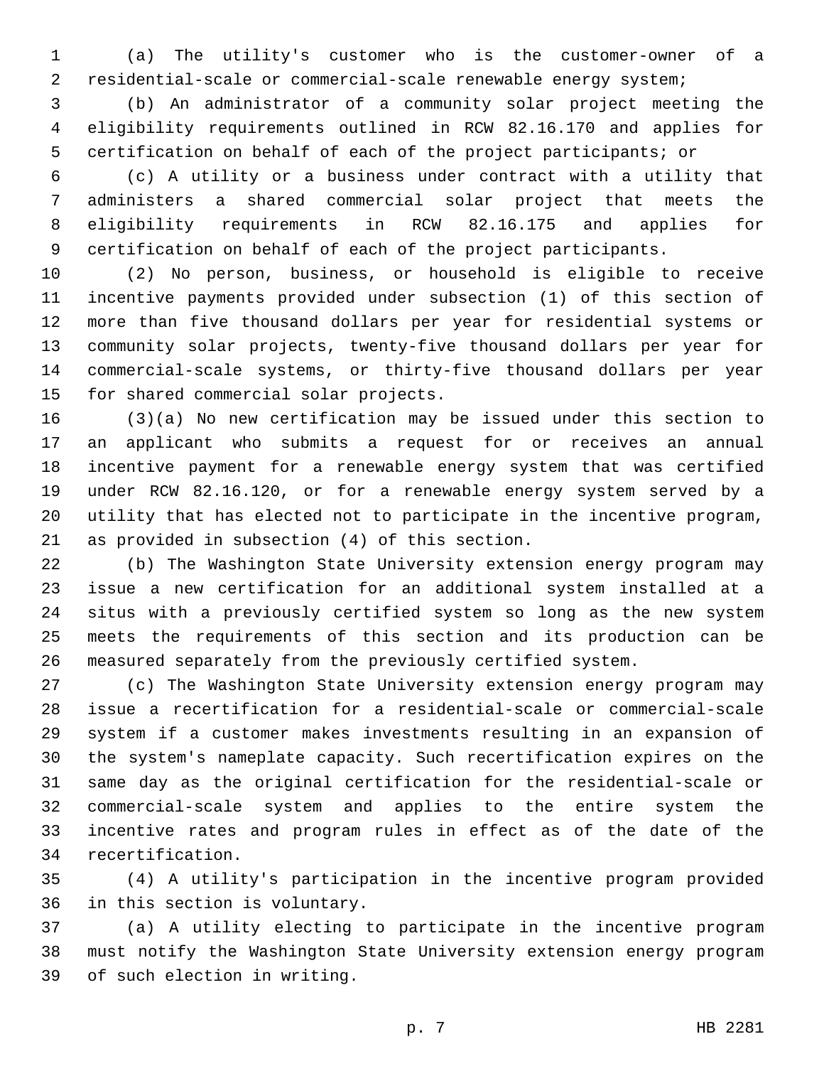(a) The utility's customer who is the customer-owner of a residential-scale or commercial-scale renewable energy system;

(b) An administrator of a community solar project meeting the eligibility requirements outlined in RCW 82.16.170 and applies for certification on behalf of each of the project participants; or

(c) A utility or a business under contract with a utility that administers a shared commercial solar project that meets the eligibility requirements in RCW 82.16.175 and applies for certification on behalf of each of the project participants.

(2) No person, business, or household is eligible to receive incentive payments provided under subsection (1) of this section of more than five thousand dollars per year for residential systems or community solar projects, twenty-five thousand dollars per year for commercial-scale systems, or thirty-five thousand dollars per year for shared commercial solar projects.

(3)(a) No new certification may be issued under this section to an applicant who submits a request for or receives an annual incentive payment for a renewable energy system that was certified under RCW 82.16.120, or for a renewable energy system served by a utility that has elected not to participate in the incentive program, as provided in subsection (4) of this section.

(b) The Washington State University extension energy program may issue a new certification for an additional system installed at a situs with a previously certified system so long as the new system meets the requirements of this section and its production can be measured separately from the previously certified system.

(c) The Washington State University extension energy program may issue a recertification for a residential-scale or commercial-scale system if a customer makes investments resulting in an expansion of the system's nameplate capacity. Such recertification expires on the same day as the original certification for the residential-scale or commercial-scale system and applies to the entire system the incentive rates and program rules in effect as of the date of the recertification.

(4) A utility's participation in the incentive program provided in this section is voluntary.

(a) A utility electing to participate in the incentive program must notify the Washington State University extension energy program of such election in writing.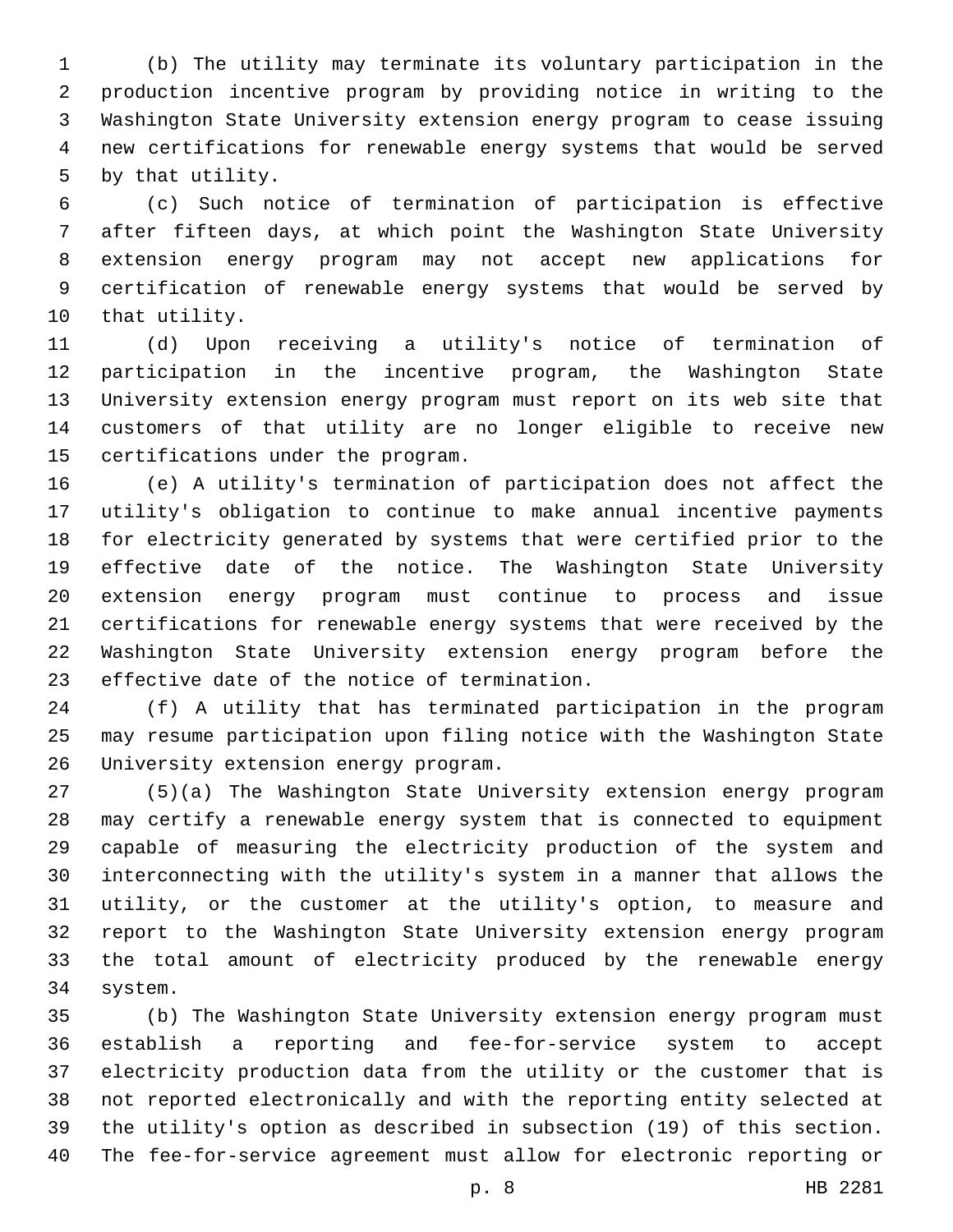(b) The utility may terminate its voluntary participation in the production incentive program by providing notice in writing to the Washington State University extension energy program to cease issuing new certifications for renewable energy systems that would be served by that utility.

(c) Such notice of termination of participation is effective after fifteen days, at which point the Washington State University extension energy program may not accept new applications for certification of renewable energy systems that would be served by that utility.

(d) Upon receiving a utility's notice of termination of participation in the incentive program, the Washington State University extension energy program must report on its web site that customers of that utility are no longer eligible to receive new certifications under the program.

(e) A utility's termination of participation does not affect the utility's obligation to continue to make annual incentive payments for electricity generated by systems that were certified prior to the effective date of the notice. The Washington State University extension energy program must continue to process and issue certifications for renewable energy systems that were received by the Washington State University extension energy program before the effective date of the notice of termination.

(f) A utility that has terminated participation in the program may resume participation upon filing notice with the Washington State University extension energy program.

(5)(a) The Washington State University extension energy program may certify a renewable energy system that is connected to equipment capable of measuring the electricity production of the system and interconnecting with the utility's system in a manner that allows the utility, or the customer at the utility's option, to measure and report to the Washington State University extension energy program the total amount of electricity produced by the renewable energy system.

(b) The Washington State University extension energy program must establish a reporting and fee-for-service system to accept electricity production data from the utility or the customer that is not reported electronically and with the reporting entity selected at the utility's option as described in subsection (19) of this section. The fee-for-service agreement must allow for electronic reporting or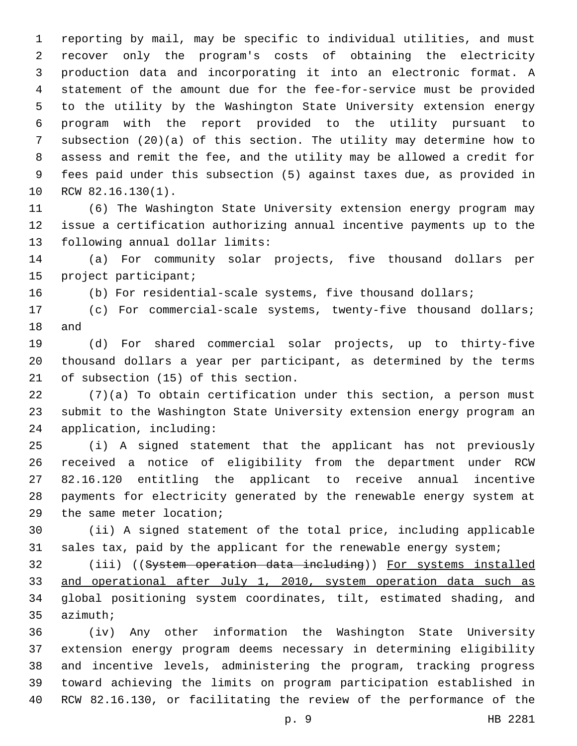reporting by mail, may be specific to individual utilities, and must recover only the program's costs of obtaining the electricity production data and incorporating it into an electronic format. A statement of the amount due for the fee-for-service must be provided to the utility by the Washington State University extension energy program with the report provided to the utility pursuant to subsection (20)(a) of this section. The utility may determine how to assess and remit the fee, and the utility may be allowed a credit for fees paid under this subsection (5) against taxes due, as provided in RCW 82.16.130(1).

(6) The Washington State University extension energy program may issue a certification authorizing annual incentive payments up to the following annual dollar limits:

(a) For community solar projects, five thousand dollars per project participant;

(b) For residential-scale systems, five thousand dollars;

(c) For commercial-scale systems, twenty-five thousand dollars; and

(d) For shared commercial solar projects, up to thirty-five thousand dollars a year per participant, as determined by the terms of subsection (15) of this section.

(7)(a) To obtain certification under this section, a person must submit to the Washington State University extension energy program an application, including:

(i) A signed statement that the applicant has not previously received a notice of eligibility from the department under RCW 82.16.120 entitling the applicant to receive annual incentive payments for electricity generated by the renewable energy system at the same meter location;

(ii) A signed statement of the total price, including applicable sales tax, paid by the applicant for the renewable energy system;

(iii) ((~~System operation data including~~)) <u>For systems installed and operational after July 1, 2010, system operation data such as</u> global positioning system coordinates, tilt, estimated shading, and azimuth;

(iv) Any other information the Washington State University extension energy program deems necessary in determining eligibility and incentive levels, administering the program, tracking progress toward achieving the limits on program participation established in RCW 82.16.130, or facilitating the review of the performance of the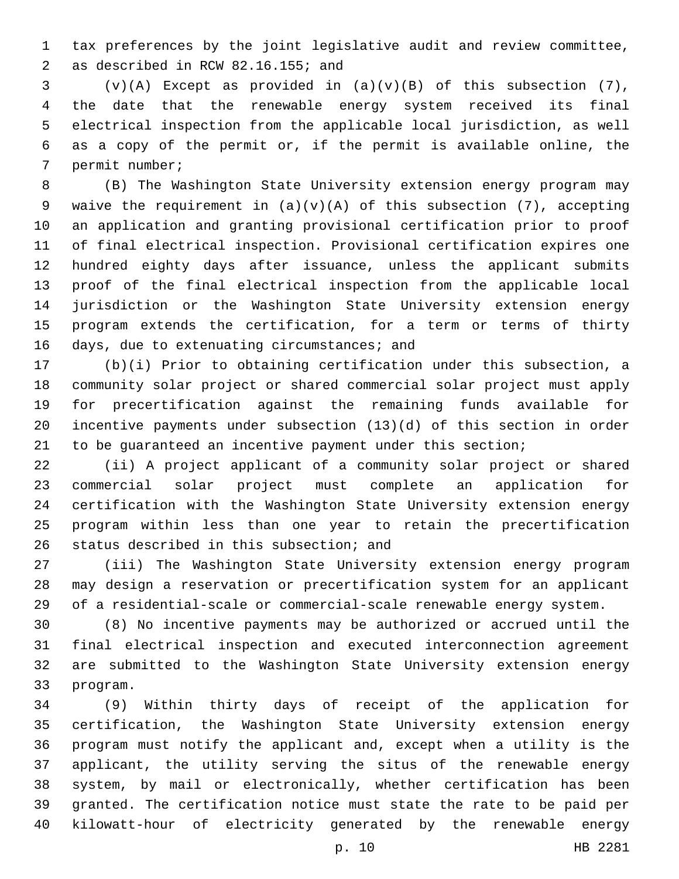tax preferences by the joint legislative audit and review committee, as described in RCW 82.16.155; and

(v)(A) Except as provided in (a)(v)(B) of this subsection (7), the date that the renewable energy system received its final electrical inspection from the applicable local jurisdiction, as well as a copy of the permit or, if the permit is available online, the permit number;

(B) The Washington State University extension energy program may waive the requirement in (a)(v)(A) of this subsection (7), accepting an application and granting provisional certification prior to proof of final electrical inspection. Provisional certification expires one hundred eighty days after issuance, unless the applicant submits proof of the final electrical inspection from the applicable local jurisdiction or the Washington State University extension energy program extends the certification, for a term or terms of thirty days, due to extenuating circumstances; and

(b)(i) Prior to obtaining certification under this subsection, a community solar project or shared commercial solar project must apply for precertification against the remaining funds available for incentive payments under subsection (13)(d) of this section in order to be guaranteed an incentive payment under this section;

(ii) A project applicant of a community solar project or shared commercial solar project must complete an application for certification with the Washington State University extension energy program within less than one year to retain the precertification status described in this subsection; and

(iii) The Washington State University extension energy program may design a reservation or precertification system for an applicant of a residential-scale or commercial-scale renewable energy system.

(8) No incentive payments may be authorized or accrued until the final electrical inspection and executed interconnection agreement are submitted to the Washington State University extension energy program.

(9) Within thirty days of receipt of the application for certification, the Washington State University extension energy program must notify the applicant and, except when a utility is the applicant, the utility serving the situs of the renewable energy system, by mail or electronically, whether certification has been granted. The certification notice must state the rate to be paid per kilowatt-hour of electricity generated by the renewable energy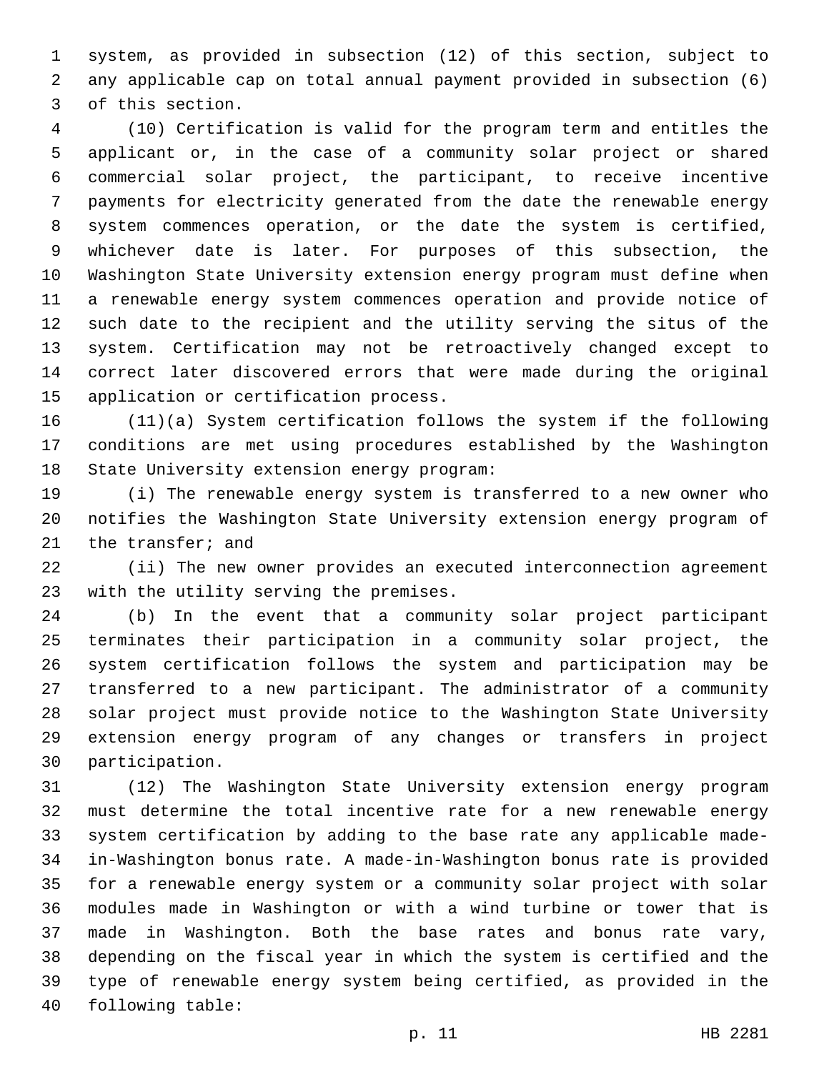system, as provided in subsection (12) of this section, subject to any applicable cap on total annual payment provided in subsection (6) of this section.

(10) Certification is valid for the program term and entitles the applicant or, in the case of a community solar project or shared commercial solar project, the participant, to receive incentive payments for electricity generated from the date the renewable energy system commences operation, or the date the system is certified, whichever date is later. For purposes of this subsection, the Washington State University extension energy program must define when a renewable energy system commences operation and provide notice of such date to the recipient and the utility serving the situs of the system. Certification may not be retroactively changed except to correct later discovered errors that were made during the original application or certification process.

(11)(a) System certification follows the system if the following conditions are met using procedures established by the Washington State University extension energy program:

(i) The renewable energy system is transferred to a new owner who notifies the Washington State University extension energy program of the transfer; and

(ii) The new owner provides an executed interconnection agreement with the utility serving the premises.

(b) In the event that a community solar project participant terminates their participation in a community solar project, the system certification follows the system and participation may be transferred to a new participant. The administrator of a community solar project must provide notice to the Washington State University extension energy program of any changes or transfers in project participation.

(12) The Washington State University extension energy program must determine the total incentive rate for a new renewable energy system certification by adding to the base rate any applicable made-in-Washington bonus rate. A made-in-Washington bonus rate is provided for a renewable energy system or a community solar project with solar modules made in Washington or with a wind turbine or tower that is made in Washington. Both the base rates and bonus rate vary, depending on the fiscal year in which the system is certified and the type of renewable energy system being certified, as provided in the following table: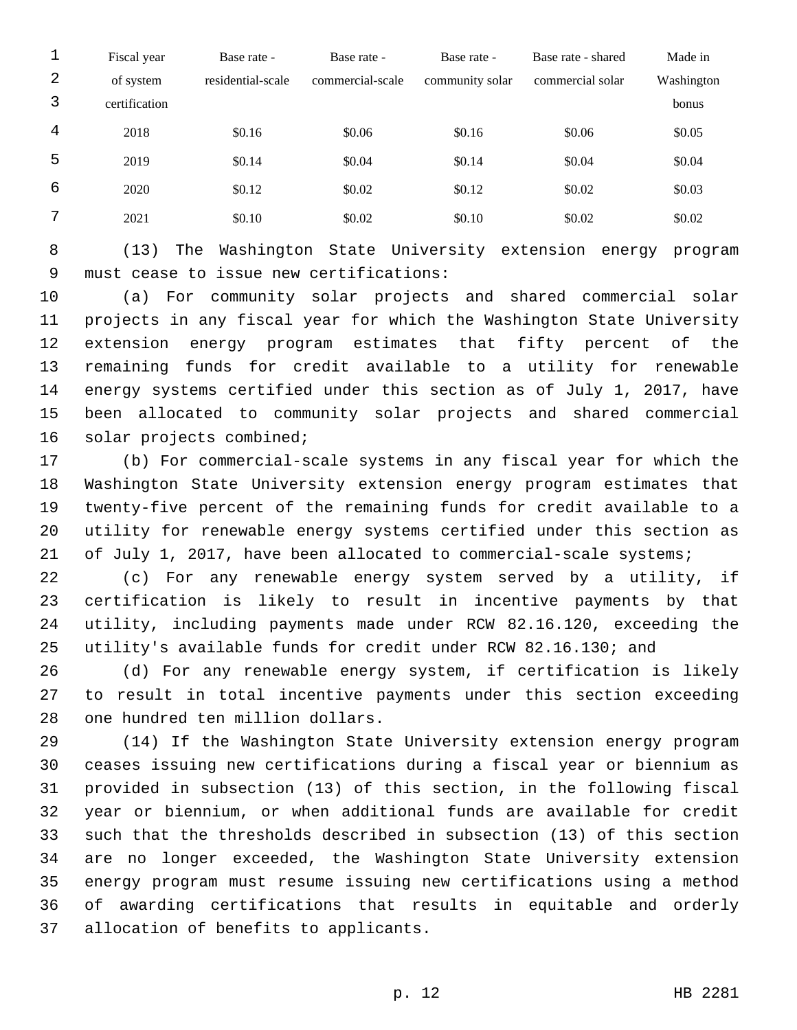| Fiscal year of system certification | Base rate - residential-scale | Base rate - commercial-scale | Base rate - community solar | Base rate - shared commercial solar | Made in Washington bonus |
|---|---|---|---|---|---|
| 2018 | $0.16 | $0.06 | $0.16 | $0.06 | $0.05 |
| 2019 | $0.14 | $0.04 | $0.14 | $0.04 | $0.04 |
| 2020 | $0.12 | $0.02 | $0.12 | $0.02 | $0.03 |
| 2021 | $0.10 | $0.02 | $0.10 | $0.02 | $0.02 |

(13) The Washington State University extension energy program must cease to issue new certifications:

(a) For community solar projects and shared commercial solar projects in any fiscal year for which the Washington State University extension energy program estimates that fifty percent of the remaining funds for credit available to a utility for renewable energy systems certified under this section as of July 1, 2017, have been allocated to community solar projects and shared commercial solar projects combined;

(b) For commercial-scale systems in any fiscal year for which the Washington State University extension energy program estimates that twenty-five percent of the remaining funds for credit available to a utility for renewable energy systems certified under this section as of July 1, 2017, have been allocated to commercial-scale systems;

(c) For any renewable energy system served by a utility, if certification is likely to result in incentive payments by that utility, including payments made under RCW 82.16.120, exceeding the utility's available funds for credit under RCW 82.16.130; and

(d) For any renewable energy system, if certification is likely to result in total incentive payments under this section exceeding one hundred ten million dollars.

(14) If the Washington State University extension energy program ceases issuing new certifications during a fiscal year or biennium as provided in subsection (13) of this section, in the following fiscal year or biennium, or when additional funds are available for credit such that the thresholds described in subsection (13) of this section are no longer exceeded, the Washington State University extension energy program must resume issuing new certifications using a method of awarding certifications that results in equitable and orderly allocation of benefits to applicants.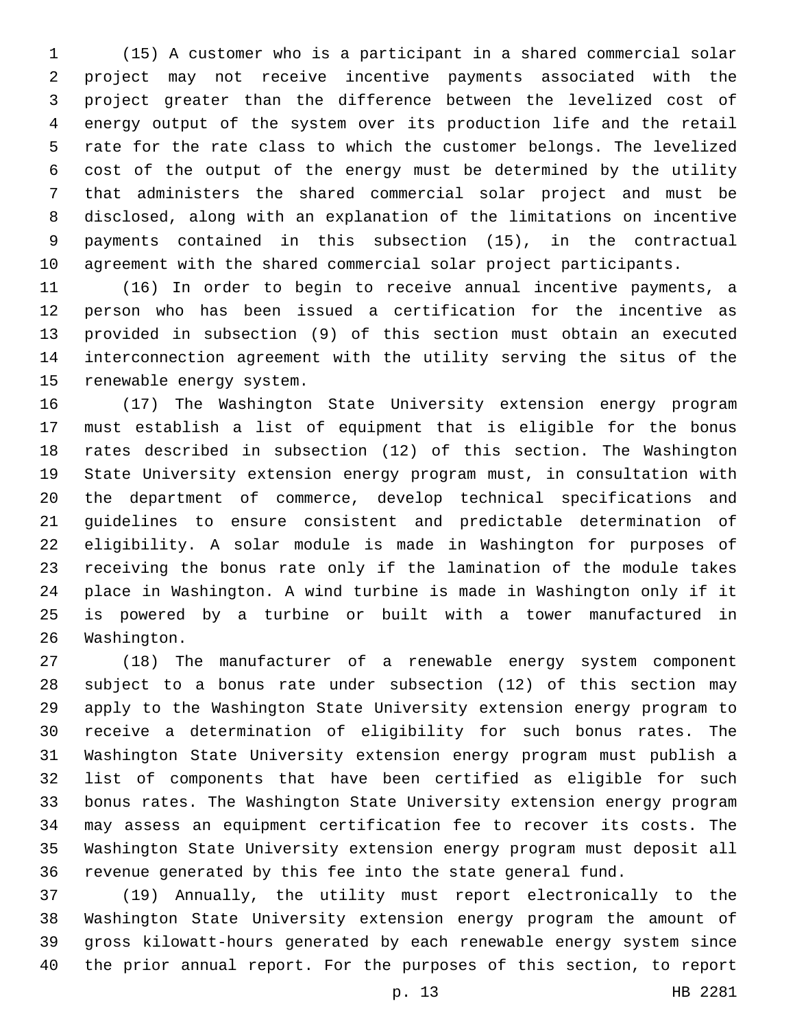(15) A customer who is a participant in a shared commercial solar project may not receive incentive payments associated with the project greater than the difference between the levelized cost of energy output of the system over its production life and the retail rate for the rate class to which the customer belongs. The levelized cost of the output of the energy must be determined by the utility that administers the shared commercial solar project and must be disclosed, along with an explanation of the limitations on incentive payments contained in this subsection (15), in the contractual agreement with the shared commercial solar project participants.

(16) In order to begin to receive annual incentive payments, a person who has been issued a certification for the incentive as provided in subsection (9) of this section must obtain an executed interconnection agreement with the utility serving the situs of the renewable energy system.

(17) The Washington State University extension energy program must establish a list of equipment that is eligible for the bonus rates described in subsection (12) of this section. The Washington State University extension energy program must, in consultation with the department of commerce, develop technical specifications and guidelines to ensure consistent and predictable determination of eligibility. A solar module is made in Washington for purposes of receiving the bonus rate only if the lamination of the module takes place in Washington. A wind turbine is made in Washington only if it is powered by a turbine or built with a tower manufactured in Washington.

(18) The manufacturer of a renewable energy system component subject to a bonus rate under subsection (12) of this section may apply to the Washington State University extension energy program to receive a determination of eligibility for such bonus rates. The Washington State University extension energy program must publish a list of components that have been certified as eligible for such bonus rates. The Washington State University extension energy program may assess an equipment certification fee to recover its costs. The Washington State University extension energy program must deposit all revenue generated by this fee into the state general fund.

(19) Annually, the utility must report electronically to the Washington State University extension energy program the amount of gross kilowatt-hours generated by each renewable energy system since the prior annual report. For the purposes of this section, to report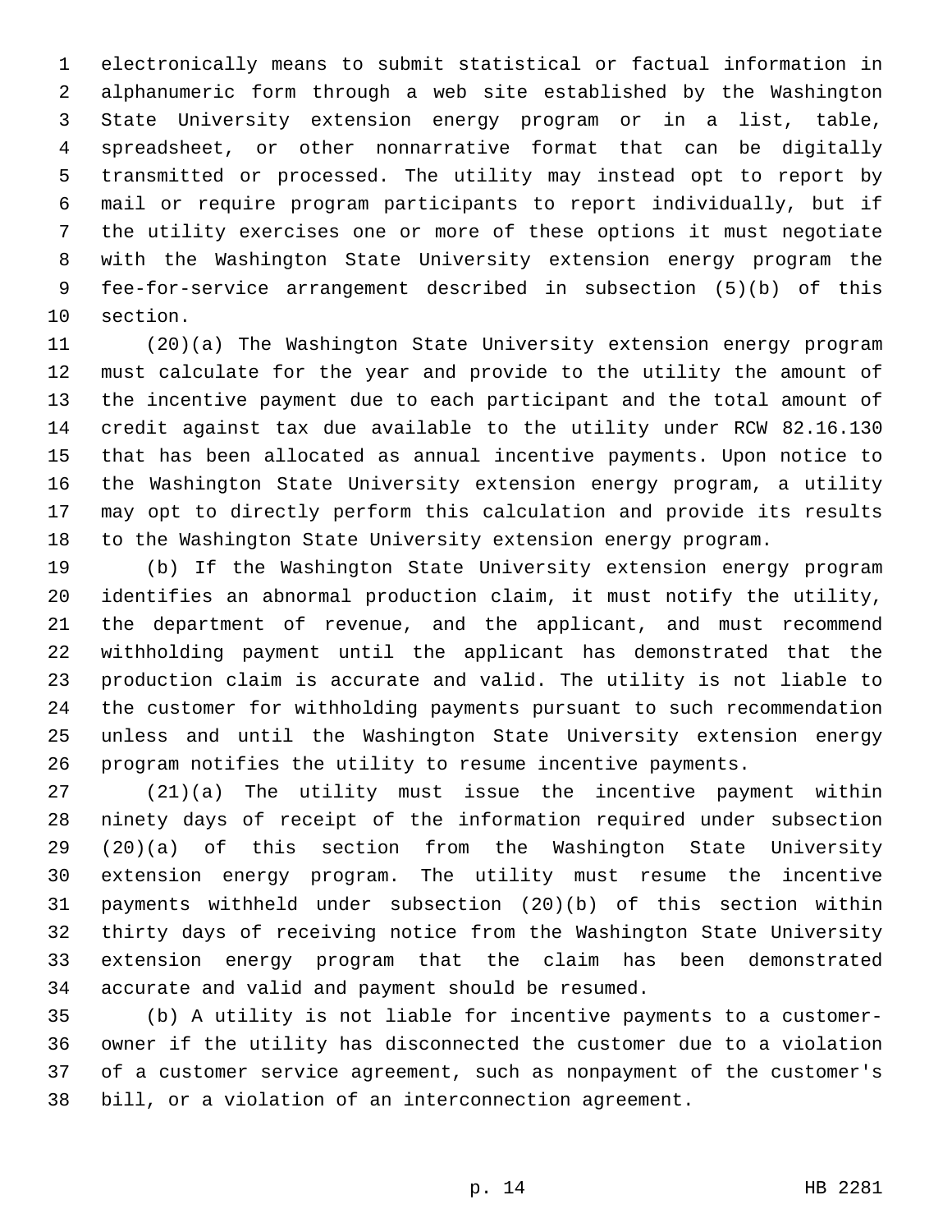electronically means to submit statistical or factual information in alphanumeric form through a web site established by the Washington State University extension energy program or in a list, table, spreadsheet, or other nonnarrative format that can be digitally transmitted or processed. The utility may instead opt to report by mail or require program participants to report individually, but if the utility exercises one or more of these options it must negotiate with the Washington State University extension energy program the fee-for-service arrangement described in subsection (5)(b) of this section.

(20)(a) The Washington State University extension energy program must calculate for the year and provide to the utility the amount of the incentive payment due to each participant and the total amount of credit against tax due available to the utility under RCW 82.16.130 that has been allocated as annual incentive payments. Upon notice to the Washington State University extension energy program, a utility may opt to directly perform this calculation and provide its results to the Washington State University extension energy program.

(b) If the Washington State University extension energy program identifies an abnormal production claim, it must notify the utility, the department of revenue, and the applicant, and must recommend withholding payment until the applicant has demonstrated that the production claim is accurate and valid. The utility is not liable to the customer for withholding payments pursuant to such recommendation unless and until the Washington State University extension energy program notifies the utility to resume incentive payments.

(21)(a) The utility must issue the incentive payment within ninety days of receipt of the information required under subsection (20)(a) of this section from the Washington State University extension energy program. The utility must resume the incentive payments withheld under subsection (20)(b) of this section within thirty days of receiving notice from the Washington State University extension energy program that the claim has been demonstrated accurate and valid and payment should be resumed.

(b) A utility is not liable for incentive payments to a customer-owner if the utility has disconnected the customer due to a violation of a customer service agreement, such as nonpayment of the customer's bill, or a violation of an interconnection agreement.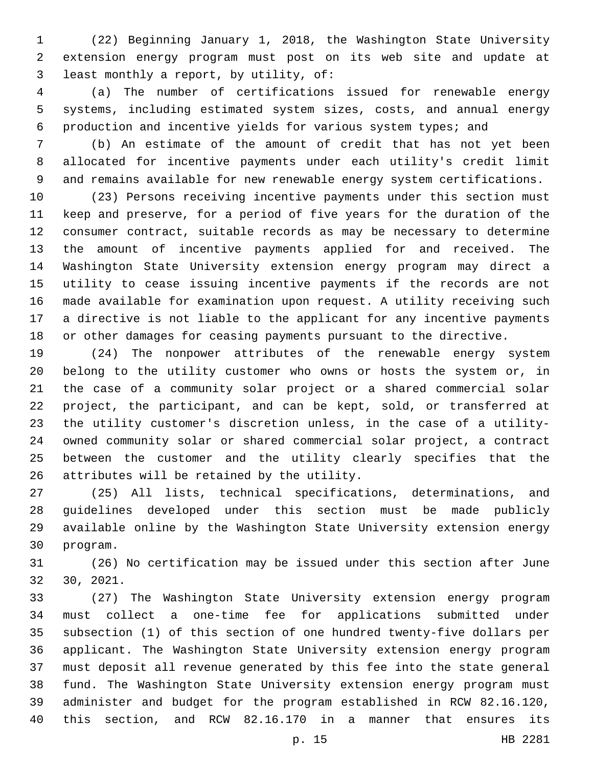(22) Beginning January 1, 2018, the Washington State University extension energy program must post on its web site and update at least monthly a report, by utility, of:

(a) The number of certifications issued for renewable energy systems, including estimated system sizes, costs, and annual energy production and incentive yields for various system types; and

(b) An estimate of the amount of credit that has not yet been allocated for incentive payments under each utility's credit limit and remains available for new renewable energy system certifications.

(23) Persons receiving incentive payments under this section must keep and preserve, for a period of five years for the duration of the consumer contract, suitable records as may be necessary to determine the amount of incentive payments applied for and received. The Washington State University extension energy program may direct a utility to cease issuing incentive payments if the records are not made available for examination upon request. A utility receiving such a directive is not liable to the applicant for any incentive payments or other damages for ceasing payments pursuant to the directive.

(24) The nonpower attributes of the renewable energy system belong to the utility customer who owns or hosts the system or, in the case of a community solar project or a shared commercial solar project, the participant, and can be kept, sold, or transferred at the utility customer's discretion unless, in the case of a utility-owned community solar or shared commercial solar project, a contract between the customer and the utility clearly specifies that the attributes will be retained by the utility.

(25) All lists, technical specifications, determinations, and guidelines developed under this section must be made publicly available online by the Washington State University extension energy program.

(26) No certification may be issued under this section after June 30, 2021.

(27) The Washington State University extension energy program must collect a one-time fee for applications submitted under subsection (1) of this section of one hundred twenty-five dollars per applicant. The Washington State University extension energy program must deposit all revenue generated by this fee into the state general fund. The Washington State University extension energy program must administer and budget for the program established in RCW 82.16.120, this section, and RCW 82.16.170 in a manner that ensures its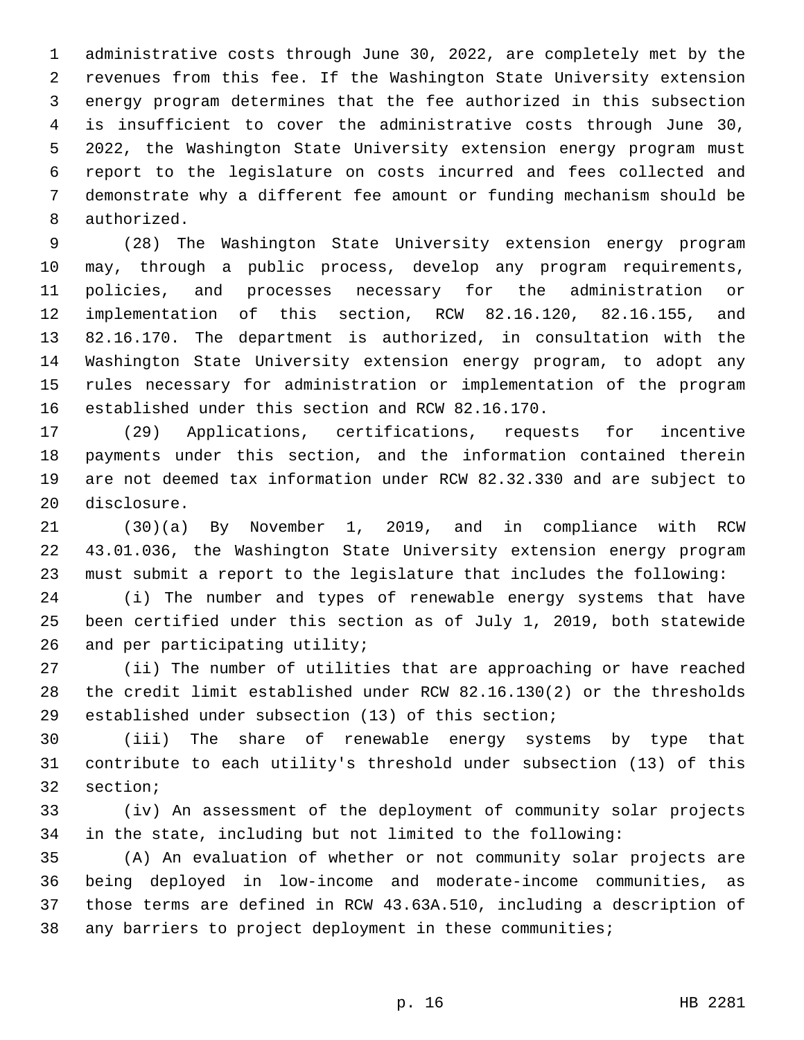administrative costs through June 30, 2022, are completely met by the revenues from this fee. If the Washington State University extension energy program determines that the fee authorized in this subsection is insufficient to cover the administrative costs through June 30, 2022, the Washington State University extension energy program must report to the legislature on costs incurred and fees collected and demonstrate why a different fee amount or funding mechanism should be authorized.

(28) The Washington State University extension energy program may, through a public process, develop any program requirements, policies, and processes necessary for the administration or implementation of this section, RCW 82.16.120, 82.16.155, and 82.16.170. The department is authorized, in consultation with the Washington State University extension energy program, to adopt any rules necessary for administration or implementation of the program established under this section and RCW 82.16.170.

(29) Applications, certifications, requests for incentive payments under this section, and the information contained therein are not deemed tax information under RCW 82.32.330 and are subject to disclosure.

(30)(a) By November 1, 2019, and in compliance with RCW 43.01.036, the Washington State University extension energy program must submit a report to the legislature that includes the following:

(i) The number and types of renewable energy systems that have been certified under this section as of July 1, 2019, both statewide and per participating utility;

(ii) The number of utilities that are approaching or have reached the credit limit established under RCW 82.16.130(2) or the thresholds established under subsection (13) of this section;

(iii) The share of renewable energy systems by type that contribute to each utility's threshold under subsection (13) of this section;

(iv) An assessment of the deployment of community solar projects in the state, including but not limited to the following:

(A) An evaluation of whether or not community solar projects are being deployed in low-income and moderate-income communities, as those terms are defined in RCW 43.63A.510, including a description of any barriers to project deployment in these communities;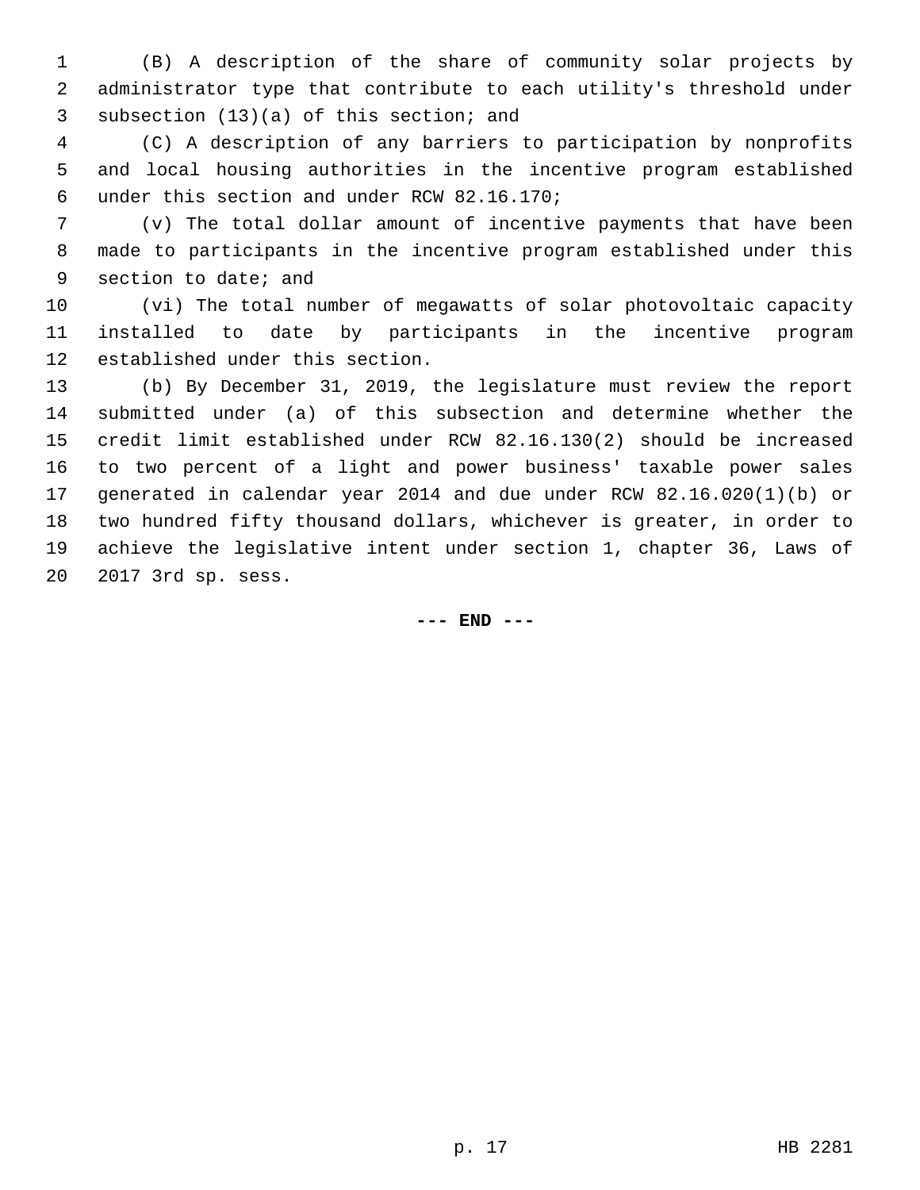(B) A description of the share of community solar projects by administrator type that contribute to each utility's threshold under subsection (13)(a) of this section; and

(C) A description of any barriers to participation by nonprofits and local housing authorities in the incentive program established under this section and under RCW 82.16.170;

(v) The total dollar amount of incentive payments that have been made to participants in the incentive program established under this section to date; and

(vi) The total number of megawatts of solar photovoltaic capacity installed to date by participants in the incentive program established under this section.

(b) By December 31, 2019, the legislature must review the report submitted under (a) of this subsection and determine whether the credit limit established under RCW 82.16.130(2) should be increased to two percent of a light and power business' taxable power sales generated in calendar year 2014 and due under RCW 82.16.020(1)(b) or two hundred fifty thousand dollars, whichever is greater, in order to achieve the legislative intent under section 1, chapter 36, Laws of 2017 3rd sp. sess.

**--- END ---**